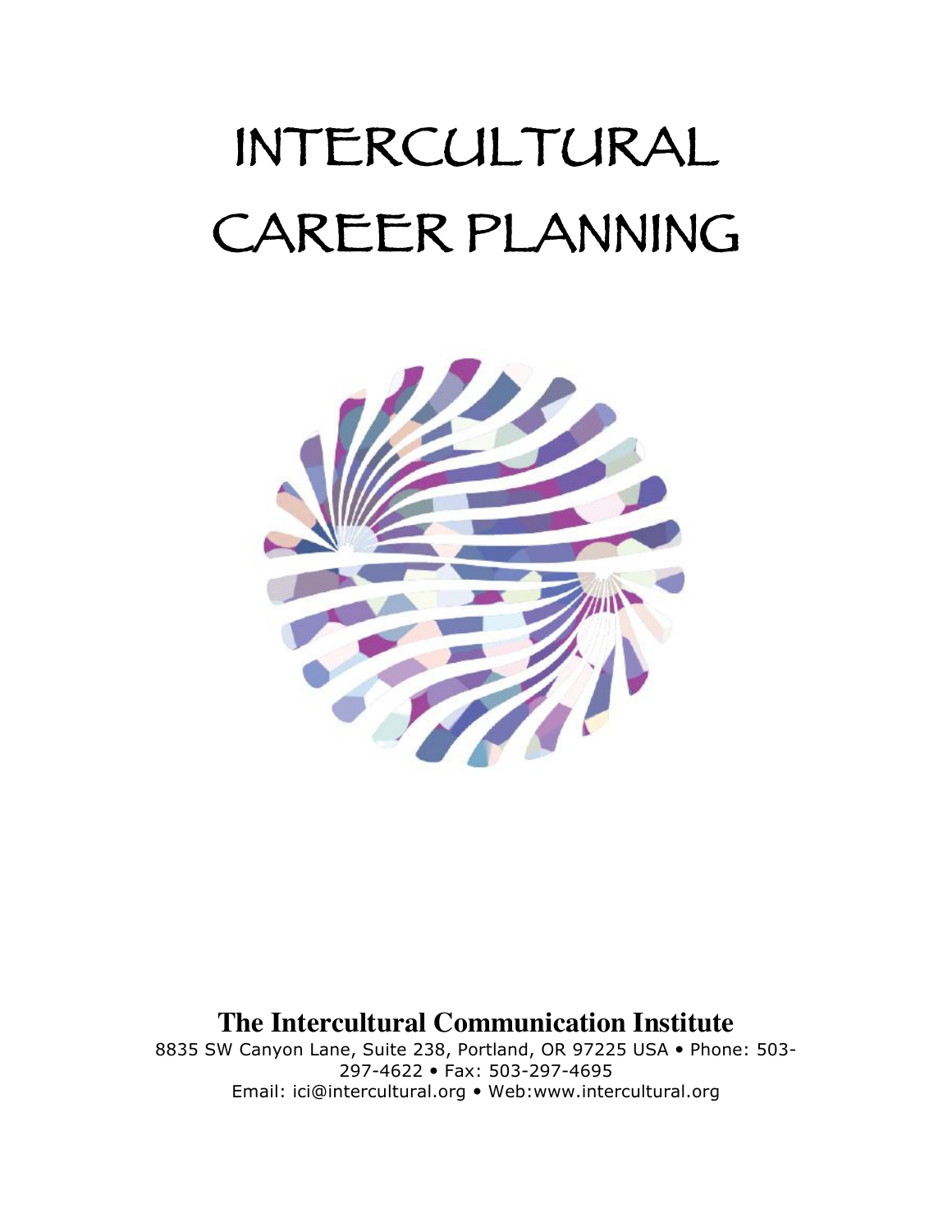# INTERCULTURAL CAREER PLANNING

**The Intercultural Communication Institute**

8835 SW Canyon Lane, Suite 238, Portland, OR 97225 USA • Phone: 503-297-4622 • Fax: 503-297-4695
Email: ici@intercultural.org • Web:www.intercultural.org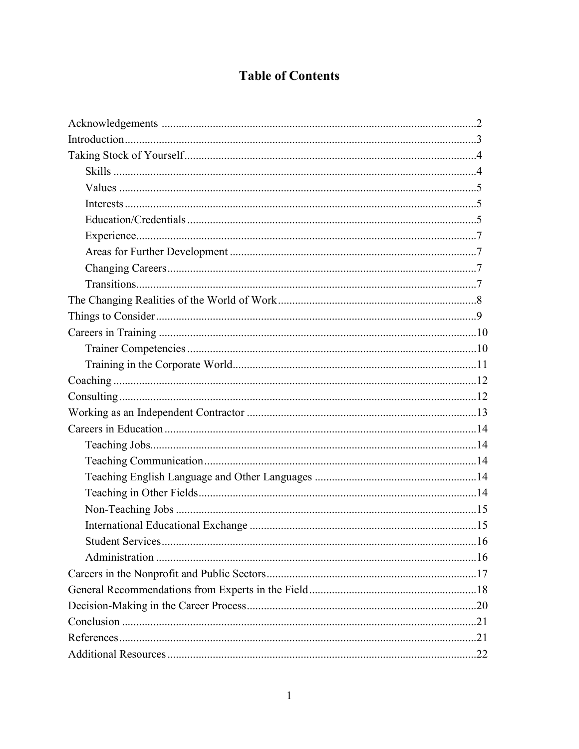# Table of Contents

- Acknowledgements ....2
- Introduction ....3
- Taking Stock of Yourself ....4
  - Skills ....4
  - Values ....5
  - Interests ....5
  - Education/Credentials ....5
  - Experience ....7
  - Areas for Further Development ....7
  - Changing Careers ....7
  - Transitions ....7
- The Changing Realities of the World of Work ....8
- Things to Consider ....9
- Careers in Training ....10
  - Trainer Competencies ....10
  - Training in the Corporate World ....11
- Coaching ....12
- Consulting ....12
- Working as an Independent Contractor ....13
- Careers in Education ....14
  - Teaching Jobs ....14
  - Teaching Communication ....14
  - Teaching English Language and Other Languages ....14
  - Teaching in Other Fields ....14
  - Non-Teaching Jobs ....15
  - International Educational Exchange ....15
  - Student Services ....16
  - Administration ....16
- Careers in the Nonprofit and Public Sectors ....17
- General Recommendations from Experts in the Field ....18
- Decision-Making in the Career Process ....20
- Conclusion ....21
- References ....21
- Additional Resources ....22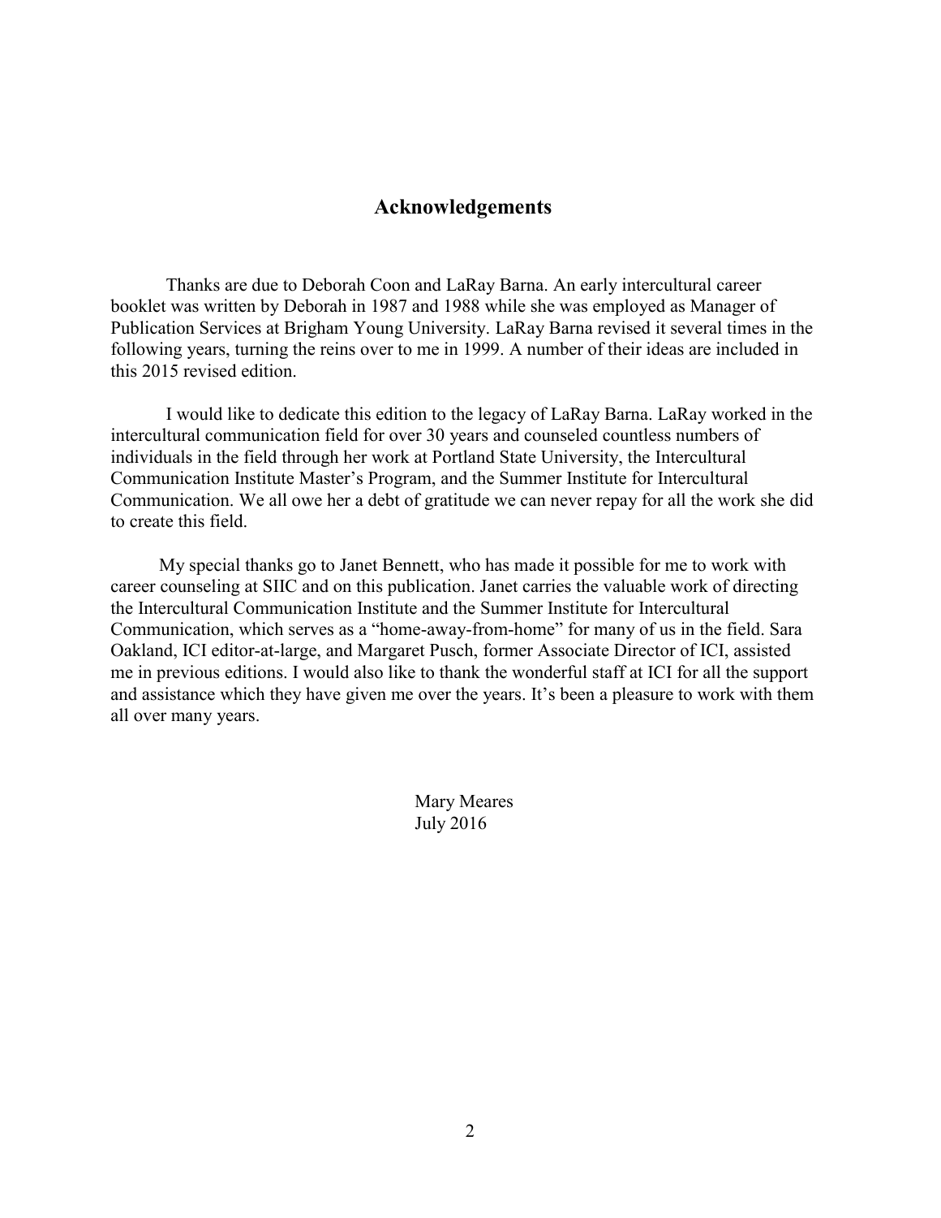# Acknowledgements

Thanks are due to Deborah Coon and LaRay Barna. An early intercultural career booklet was written by Deborah in 1987 and 1988 while she was employed as Manager of Publication Services at Brigham Young University. LaRay Barna revised it several times in the following years, turning the reins over to me in 1999. A number of their ideas are included in this 2015 revised edition.

I would like to dedicate this edition to the legacy of LaRay Barna. LaRay worked in the intercultural communication field for over 30 years and counseled countless numbers of individuals in the field through her work at Portland State University, the Intercultural Communication Institute Master's Program, and the Summer Institute for Intercultural Communication. We all owe her a debt of gratitude we can never repay for all the work she did to create this field.

My special thanks go to Janet Bennett, who has made it possible for me to work with career counseling at SIIC and on this publication. Janet carries the valuable work of directing the Intercultural Communication Institute and the Summer Institute for Intercultural Communication, which serves as a "home-away-from-home" for many of us in the field. Sara Oakland, ICI editor-at-large, and Margaret Pusch, former Associate Director of ICI, assisted me in previous editions. I would also like to thank the wonderful staff at ICI for all the support and assistance which they have given me over the years. It's been a pleasure to work with them all over many years.

Mary Meares
July 2016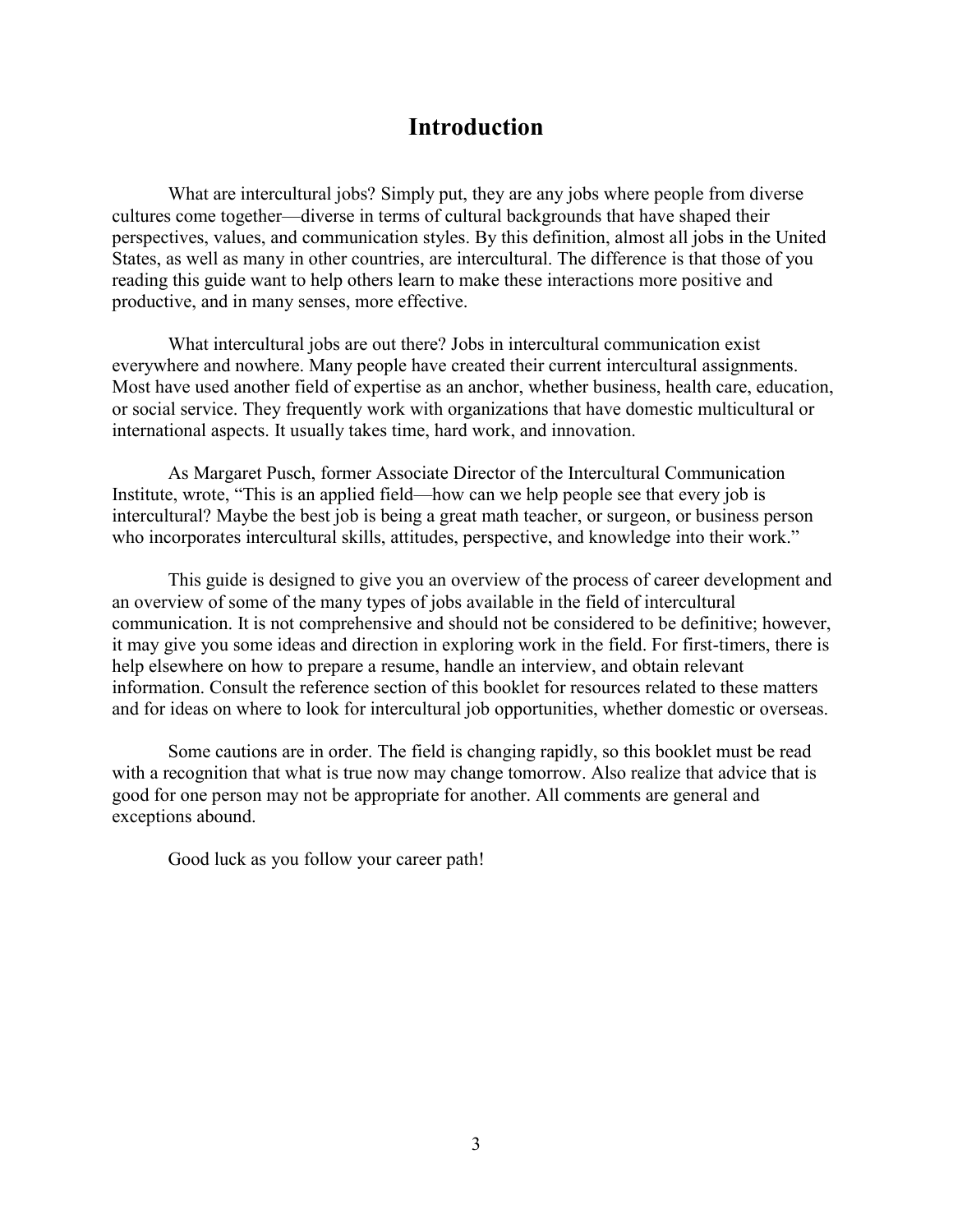# Introduction

What are intercultural jobs? Simply put, they are any jobs where people from diverse cultures come together—diverse in terms of cultural backgrounds that have shaped their perspectives, values, and communication styles. By this definition, almost all jobs in the United States, as well as many in other countries, are intercultural. The difference is that those of you reading this guide want to help others learn to make these interactions more positive and productive, and in many senses, more effective.

What intercultural jobs are out there? Jobs in intercultural communication exist everywhere and nowhere. Many people have created their current intercultural assignments. Most have used another field of expertise as an anchor, whether business, health care, education, or social service. They frequently work with organizations that have domestic multicultural or international aspects. It usually takes time, hard work, and innovation.

As Margaret Pusch, former Associate Director of the Intercultural Communication Institute, wrote, "This is an applied field—how can we help people see that every job is intercultural? Maybe the best job is being a great math teacher, or surgeon, or business person who incorporates intercultural skills, attitudes, perspective, and knowledge into their work."

This guide is designed to give you an overview of the process of career development and an overview of some of the many types of jobs available in the field of intercultural communication. It is not comprehensive and should not be considered to be definitive; however, it may give you some ideas and direction in exploring work in the field. For first-timers, there is help elsewhere on how to prepare a resume, handle an interview, and obtain relevant information. Consult the reference section of this booklet for resources related to these matters and for ideas on where to look for intercultural job opportunities, whether domestic or overseas.

Some cautions are in order. The field is changing rapidly, so this booklet must be read with a recognition that what is true now may change tomorrow. Also realize that advice that is good for one person may not be appropriate for another. All comments are general and exceptions abound.

Good luck as you follow your career path!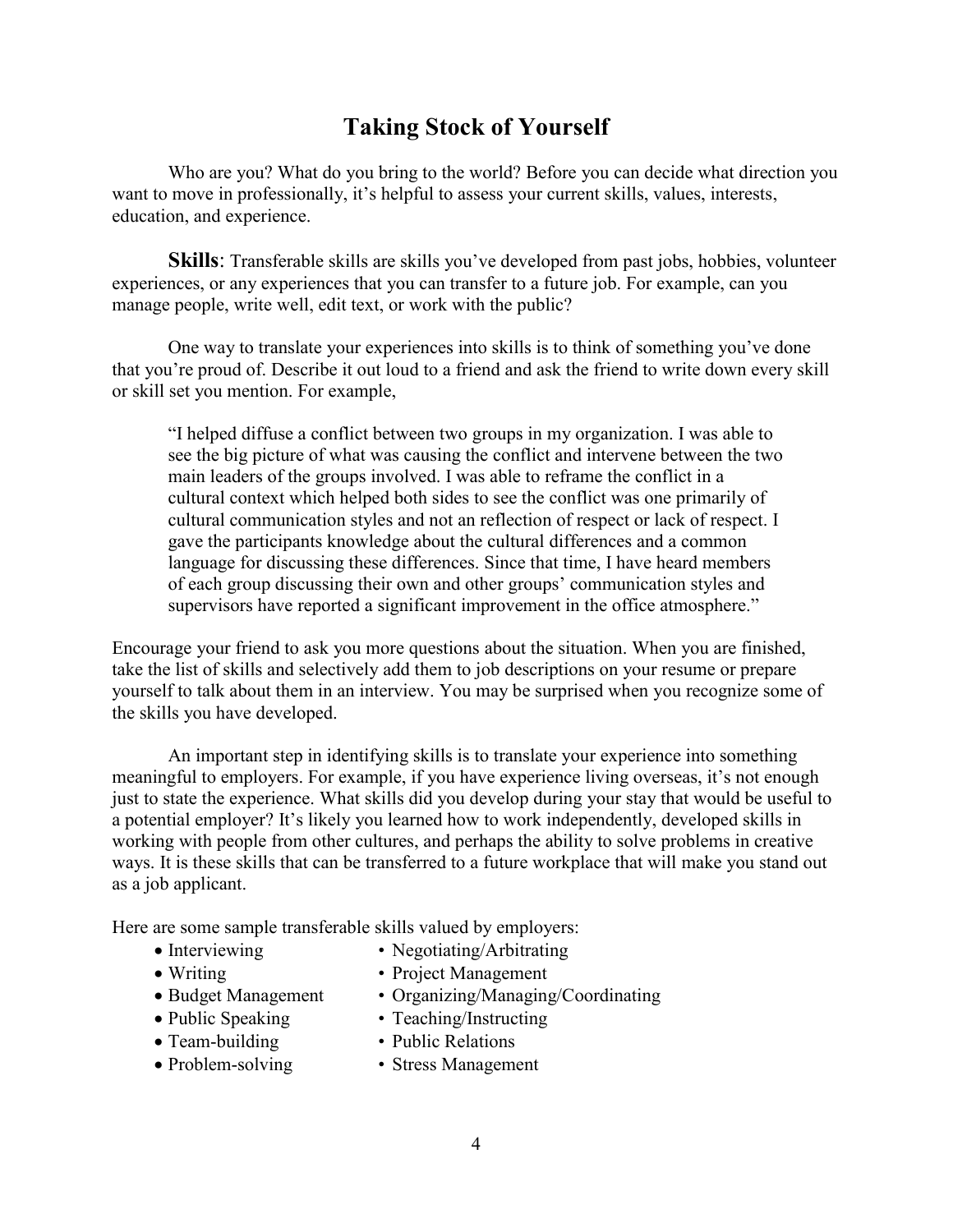# Taking Stock of Yourself

Who are you? What do you bring to the world? Before you can decide what direction you want to move in professionally, it's helpful to assess your current skills, values, interests, education, and experience.

**Skills**: Transferable skills are skills you've developed from past jobs, hobbies, volunteer experiences, or any experiences that you can transfer to a future job. For example, can you manage people, write well, edit text, or work with the public?

One way to translate your experiences into skills is to think of something you've done that you're proud of. Describe it out loud to a friend and ask the friend to write down every skill or skill set you mention. For example,

> "I helped diffuse a conflict between two groups in my organization. I was able to see the big picture of what was causing the conflict and intervene between the two main leaders of the groups involved. I was able to reframe the conflict in a cultural context which helped both sides to see the conflict was one primarily of cultural communication styles and not an reflection of respect or lack of respect. I gave the participants knowledge about the cultural differences and a common language for discussing these differences. Since that time, I have heard members of each group discussing their own and other groups' communication styles and supervisors have reported a significant improvement in the office atmosphere."

Encourage your friend to ask you more questions about the situation. When you are finished, take the list of skills and selectively add them to job descriptions on your resume or prepare yourself to talk about them in an interview. You may be surprised when you recognize some of the skills you have developed.

An important step in identifying skills is to translate your experience into something meaningful to employers. For example, if you have experience living overseas, it's not enough just to state the experience. What skills did you develop during your stay that would be useful to a potential employer? It's likely you learned how to work independently, developed skills in working with people from other cultures, and perhaps the ability to solve problems in creative ways. It is these skills that can be transferred to a future workplace that will make you stand out as a job applicant.

Here are some sample transferable skills valued by employers:

- Interviewing
- Writing
- Budget Management
- Public Speaking
- Team-building
- Problem-solving
- Negotiating/Arbitrating
- Project Management
- Organizing/Managing/Coordinating
- Teaching/Instructing
- Public Relations
- Stress Management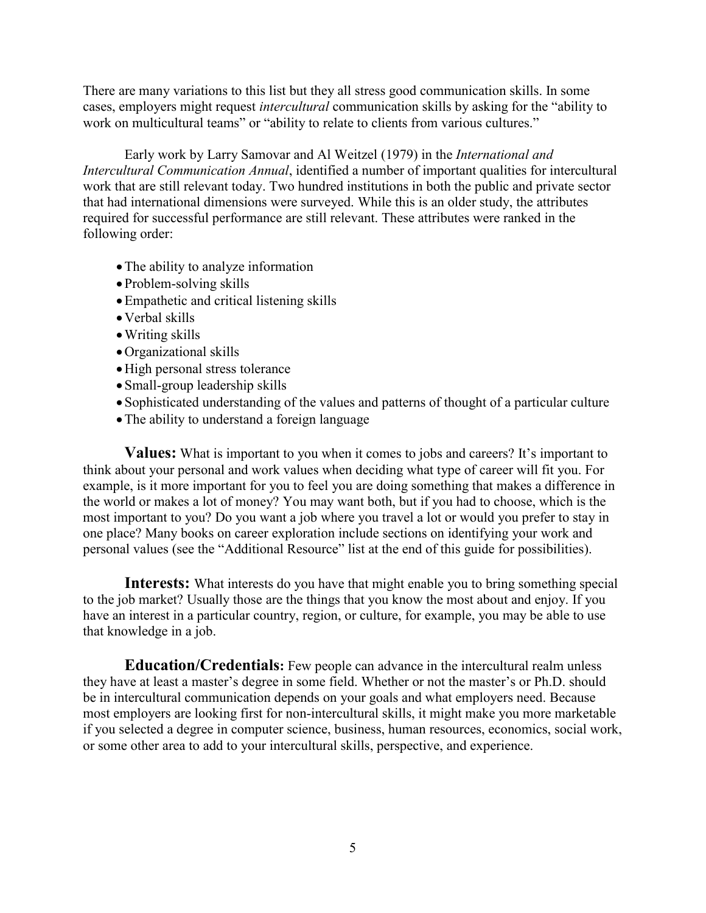There are many variations to this list but they all stress good communication skills. In some cases, employers might request *intercultural* communication skills by asking for the "ability to work on multicultural teams" or "ability to relate to clients from various cultures."

Early work by Larry Samovar and Al Weitzel (1979) in the *International and Intercultural Communication Annual*, identified a number of important qualities for intercultural work that are still relevant today. Two hundred institutions in both the public and private sector that had international dimensions were surveyed. While this is an older study, the attributes required for successful performance are still relevant. These attributes were ranked in the following order:

- The ability to analyze information
- Problem-solving skills
- Empathetic and critical listening skills
- Verbal skills
- Writing skills
- Organizational skills
- High personal stress tolerance
- Small-group leadership skills
- Sophisticated understanding of the values and patterns of thought of a particular culture
- The ability to understand a foreign language

**Values:** What is important to you when it comes to jobs and careers? It's important to think about your personal and work values when deciding what type of career will fit you. For example, is it more important for you to feel you are doing something that makes a difference in the world or makes a lot of money? You may want both, but if you had to choose, which is the most important to you? Do you want a job where you travel a lot or would you prefer to stay in one place? Many books on career exploration include sections on identifying your work and personal values (see the "Additional Resource" list at the end of this guide for possibilities).

**Interests:** What interests do you have that might enable you to bring something special to the job market? Usually those are the things that you know the most about and enjoy. If you have an interest in a particular country, region, or culture, for example, you may be able to use that knowledge in a job.

**Education/Credentials:** Few people can advance in the intercultural realm unless they have at least a master's degree in some field. Whether or not the master's or Ph.D. should be in intercultural communication depends on your goals and what employers need. Because most employers are looking first for non-intercultural skills, it might make you more marketable if you selected a degree in computer science, business, human resources, economics, social work, or some other area to add to your intercultural skills, perspective, and experience.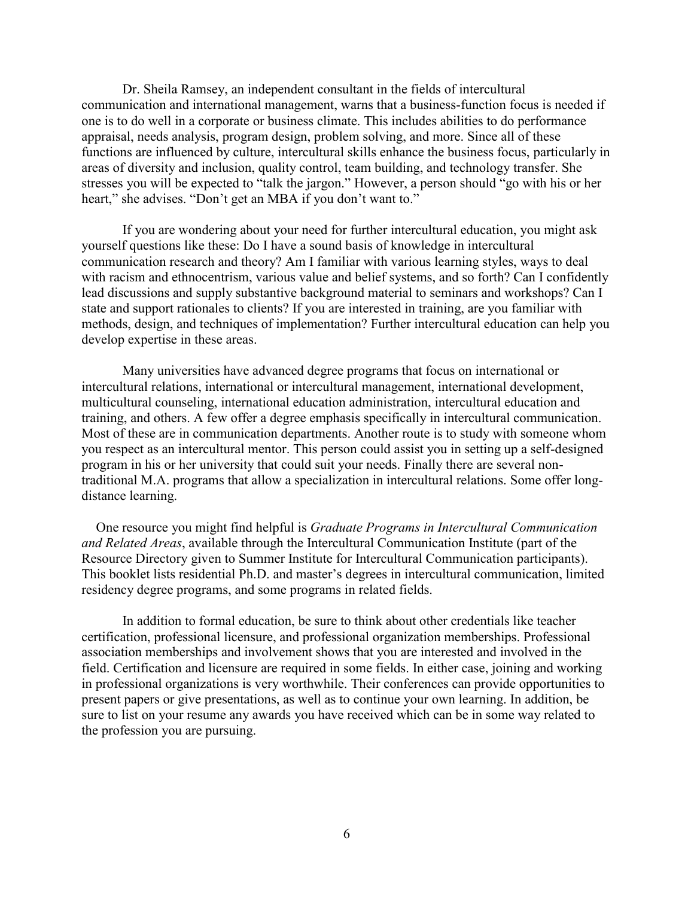Dr. Sheila Ramsey, an independent consultant in the fields of intercultural communication and international management, warns that a business-function focus is needed if one is to do well in a corporate or business climate. This includes abilities to do performance appraisal, needs analysis, program design, problem solving, and more. Since all of these functions are influenced by culture, intercultural skills enhance the business focus, particularly in areas of diversity and inclusion, quality control, team building, and technology transfer. She stresses you will be expected to "talk the jargon." However, a person should "go with his or her heart," she advises. "Don't get an MBA if you don't want to."

If you are wondering about your need for further intercultural education, you might ask yourself questions like these: Do I have a sound basis of knowledge in intercultural communication research and theory? Am I familiar with various learning styles, ways to deal with racism and ethnocentrism, various value and belief systems, and so forth? Can I confidently lead discussions and supply substantive background material to seminars and workshops? Can I state and support rationales to clients? If you are interested in training, are you familiar with methods, design, and techniques of implementation? Further intercultural education can help you develop expertise in these areas.

Many universities have advanced degree programs that focus on international or intercultural relations, international or intercultural management, international development, multicultural counseling, international education administration, intercultural education and training, and others. A few offer a degree emphasis specifically in intercultural communication. Most of these are in communication departments. Another route is to study with someone whom you respect as an intercultural mentor. This person could assist you in setting up a self-designed program in his or her university that could suit your needs. Finally there are several non-traditional M.A. programs that allow a specialization in intercultural relations. Some offer long-distance learning.

One resource you might find helpful is *Graduate Programs in Intercultural Communication and Related Areas*, available through the Intercultural Communication Institute (part of the Resource Directory given to Summer Institute for Intercultural Communication participants). This booklet lists residential Ph.D. and master's degrees in intercultural communication, limited residency degree programs, and some programs in related fields.

In addition to formal education, be sure to think about other credentials like teacher certification, professional licensure, and professional organization memberships. Professional association memberships and involvement shows that you are interested and involved in the field. Certification and licensure are required in some fields. In either case, joining and working in professional organizations is very worthwhile. Their conferences can provide opportunities to present papers or give presentations, as well as to continue your own learning. In addition, be sure to list on your resume any awards you have received which can be in some way related to the profession you are pursuing.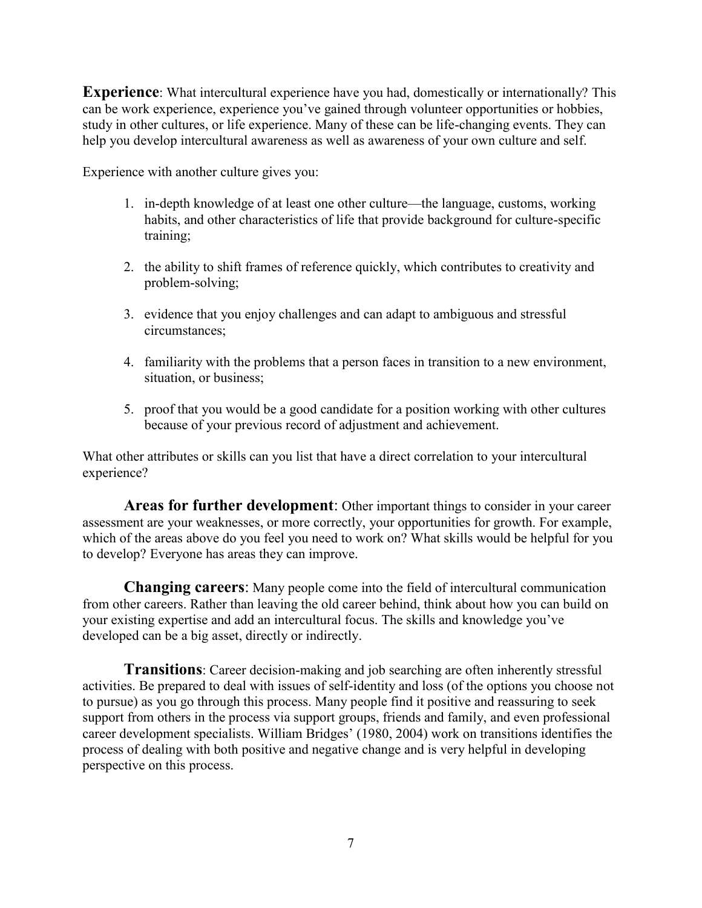**Experience**: What intercultural experience have you had, domestically or internationally? This can be work experience, experience you've gained through volunteer opportunities or hobbies, study in other cultures, or life experience. Many of these can be life-changing events. They can help you develop intercultural awareness as well as awareness of your own culture and self.

Experience with another culture gives you:

1. in-depth knowledge of at least one other culture—the language, customs, working habits, and other characteristics of life that provide background for culture-specific training;

2. the ability to shift frames of reference quickly, which contributes to creativity and problem-solving;

3. evidence that you enjoy challenges and can adapt to ambiguous and stressful circumstances;

4. familiarity with the problems that a person faces in transition to a new environment, situation, or business;

5. proof that you would be a good candidate for a position working with other cultures because of your previous record of adjustment and achievement.

What other attributes or skills can you list that have a direct correlation to your intercultural experience?

**Areas for further development**: Other important things to consider in your career assessment are your weaknesses, or more correctly, your opportunities for growth. For example, which of the areas above do you feel you need to work on? What skills would be helpful for you to develop? Everyone has areas they can improve.

**Changing careers**: Many people come into the field of intercultural communication from other careers. Rather than leaving the old career behind, think about how you can build on your existing expertise and add an intercultural focus. The skills and knowledge you've developed can be a big asset, directly or indirectly.

**Transitions**: Career decision-making and job searching are often inherently stressful activities. Be prepared to deal with issues of self-identity and loss (of the options you choose not to pursue) as you go through this process. Many people find it positive and reassuring to seek support from others in the process via support groups, friends and family, and even professional career development specialists. William Bridges' (1980, 2004) work on transitions identifies the process of dealing with both positive and negative change and is very helpful in developing perspective on this process.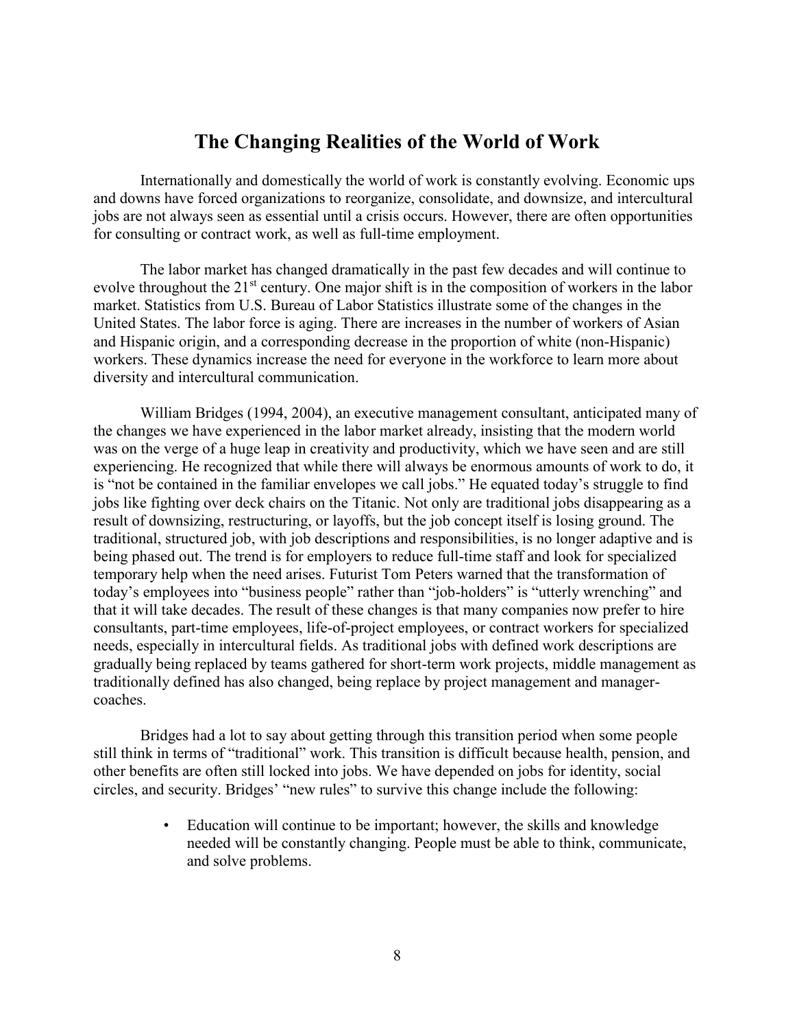## The Changing Realities of the World of Work

Internationally and domestically the world of work is constantly evolving. Economic ups and downs have forced organizations to reorganize, consolidate, and downsize, and intercultural jobs are not always seen as essential until a crisis occurs. However, there are often opportunities for consulting or contract work, as well as full-time employment.

The labor market has changed dramatically in the past few decades and will continue to evolve throughout the 21st century. One major shift is in the composition of workers in the labor market. Statistics from U.S. Bureau of Labor Statistics illustrate some of the changes in the United States. The labor force is aging. There are increases in the number of workers of Asian and Hispanic origin, and a corresponding decrease in the proportion of white (non-Hispanic) workers. These dynamics increase the need for everyone in the workforce to learn more about diversity and intercultural communication.

William Bridges (1994, 2004), an executive management consultant, anticipated many of the changes we have experienced in the labor market already, insisting that the modern world was on the verge of a huge leap in creativity and productivity, which we have seen and are still experiencing. He recognized that while there will always be enormous amounts of work to do, it is "not be contained in the familiar envelopes we call jobs." He equated today's struggle to find jobs like fighting over deck chairs on the Titanic. Not only are traditional jobs disappearing as a result of downsizing, restructuring, or layoffs, but the job concept itself is losing ground. The traditional, structured job, with job descriptions and responsibilities, is no longer adaptive and is being phased out. The trend is for employers to reduce full-time staff and look for specialized temporary help when the need arises. Futurist Tom Peters warned that the transformation of today's employees into "business people" rather than "job-holders" is "utterly wrenching" and that it will take decades. The result of these changes is that many companies now prefer to hire consultants, part-time employees, life-of-project employees, or contract workers for specialized needs, especially in intercultural fields. As traditional jobs with defined work descriptions are gradually being replaced by teams gathered for short-term work projects, middle management as traditionally defined has also changed, being replace by project management and manager-coaches.

Bridges had a lot to say about getting through this transition period when some people still think in terms of "traditional" work. This transition is difficult because health, pension, and other benefits are often still locked into jobs. We have depended on jobs for identity, social circles, and security. Bridges' "new rules" to survive this change include the following:

- Education will continue to be important; however, the skills and knowledge needed will be constantly changing. People must be able to think, communicate, and solve problems.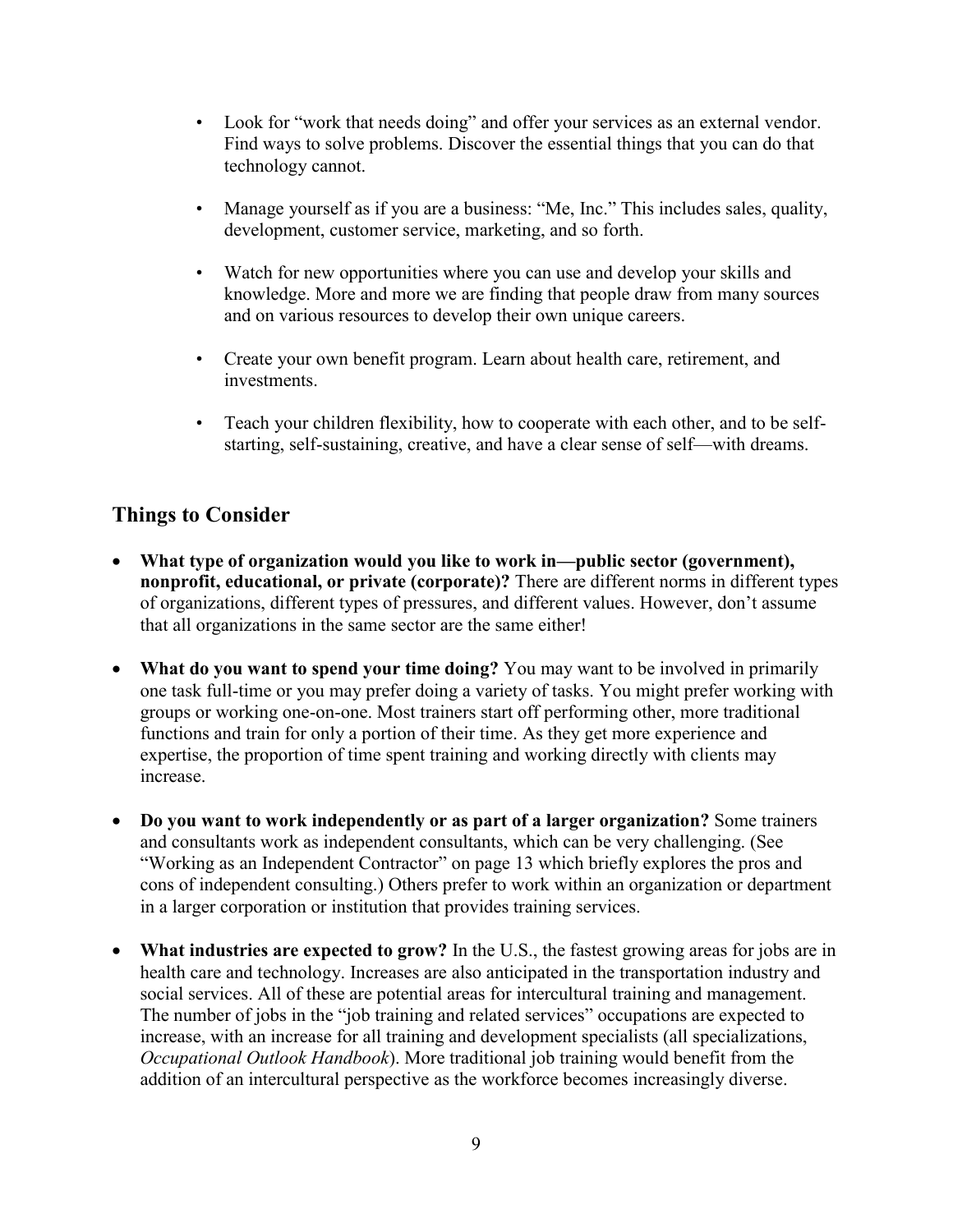- Look for "work that needs doing" and offer your services as an external vendor. Find ways to solve problems. Discover the essential things that you can do that technology cannot.

- Manage yourself as if you are a business: "Me, Inc." This includes sales, quality, development, customer service, marketing, and so forth.

- Watch for new opportunities where you can use and develop your skills and knowledge. More and more we are finding that people draw from many sources and on various resources to develop their own unique careers.

- Create your own benefit program. Learn about health care, retirement, and investments.

- Teach your children flexibility, how to cooperate with each other, and to be self-starting, self-sustaining, creative, and have a clear sense of self—with dreams.

## Things to Consider

- **What type of organization would you like to work in—public sector (government), nonprofit, educational, or private (corporate)?** There are different norms in different types of organizations, different types of pressures, and different values. However, don't assume that all organizations in the same sector are the same either!

- **What do you want to spend your time doing?** You may want to be involved in primarily one task full-time or you may prefer doing a variety of tasks. You might prefer working with groups or working one-on-one. Most trainers start off performing other, more traditional functions and train for only a portion of their time. As they get more experience and expertise, the proportion of time spent training and working directly with clients may increase.

- **Do you want to work independently or as part of a larger organization?** Some trainers and consultants work as independent consultants, which can be very challenging. (See "Working as an Independent Contractor" on page 13 which briefly explores the pros and cons of independent consulting.) Others prefer to work within an organization or department in a larger corporation or institution that provides training services.

- **What industries are expected to grow?** In the U.S., the fastest growing areas for jobs are in health care and technology. Increases are also anticipated in the transportation industry and social services. All of these are potential areas for intercultural training and management. The number of jobs in the "job training and related services" occupations are expected to increase, with an increase for all training and development specialists (all specializations, *Occupational Outlook Handbook*). More traditional job training would benefit from the addition of an intercultural perspective as the workforce becomes increasingly diverse.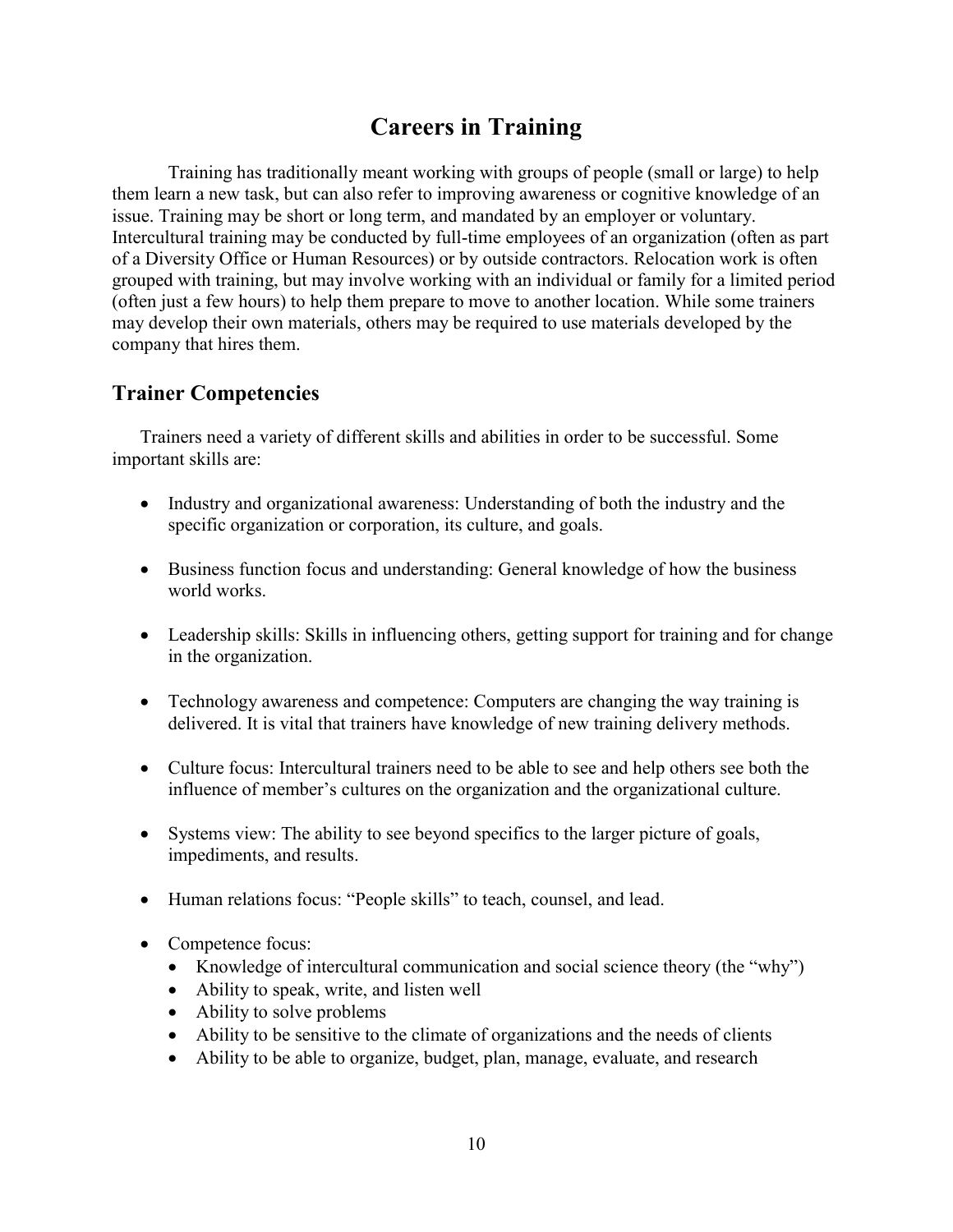# Careers in Training

Training has traditionally meant working with groups of people (small or large) to help them learn a new task, but can also refer to improving awareness or cognitive knowledge of an issue. Training may be short or long term, and mandated by an employer or voluntary. Intercultural training may be conducted by full-time employees of an organization (often as part of a Diversity Office or Human Resources) or by outside contractors. Relocation work is often grouped with training, but may involve working with an individual or family for a limited period (often just a few hours) to help them prepare to move to another location. While some trainers may develop their own materials, others may be required to use materials developed by the company that hires them.

## Trainer Competencies

Trainers need a variety of different skills and abilities in order to be successful. Some important skills are:

- Industry and organizational awareness: Understanding of both the industry and the specific organization or corporation, its culture, and goals.
- Business function focus and understanding: General knowledge of how the business world works.
- Leadership skills: Skills in influencing others, getting support for training and for change in the organization.
- Technology awareness and competence: Computers are changing the way training is delivered. It is vital that trainers have knowledge of new training delivery methods.
- Culture focus: Intercultural trainers need to be able to see and help others see both the influence of member's cultures on the organization and the organizational culture.
- Systems view: The ability to see beyond specifics to the larger picture of goals, impediments, and results.
- Human relations focus: "People skills" to teach, counsel, and lead.
- Competence focus:
  - Knowledge of intercultural communication and social science theory (the "why")
  - Ability to speak, write, and listen well
  - Ability to solve problems
  - Ability to be sensitive to the climate of organizations and the needs of clients
  - Ability to be able to organize, budget, plan, manage, evaluate, and research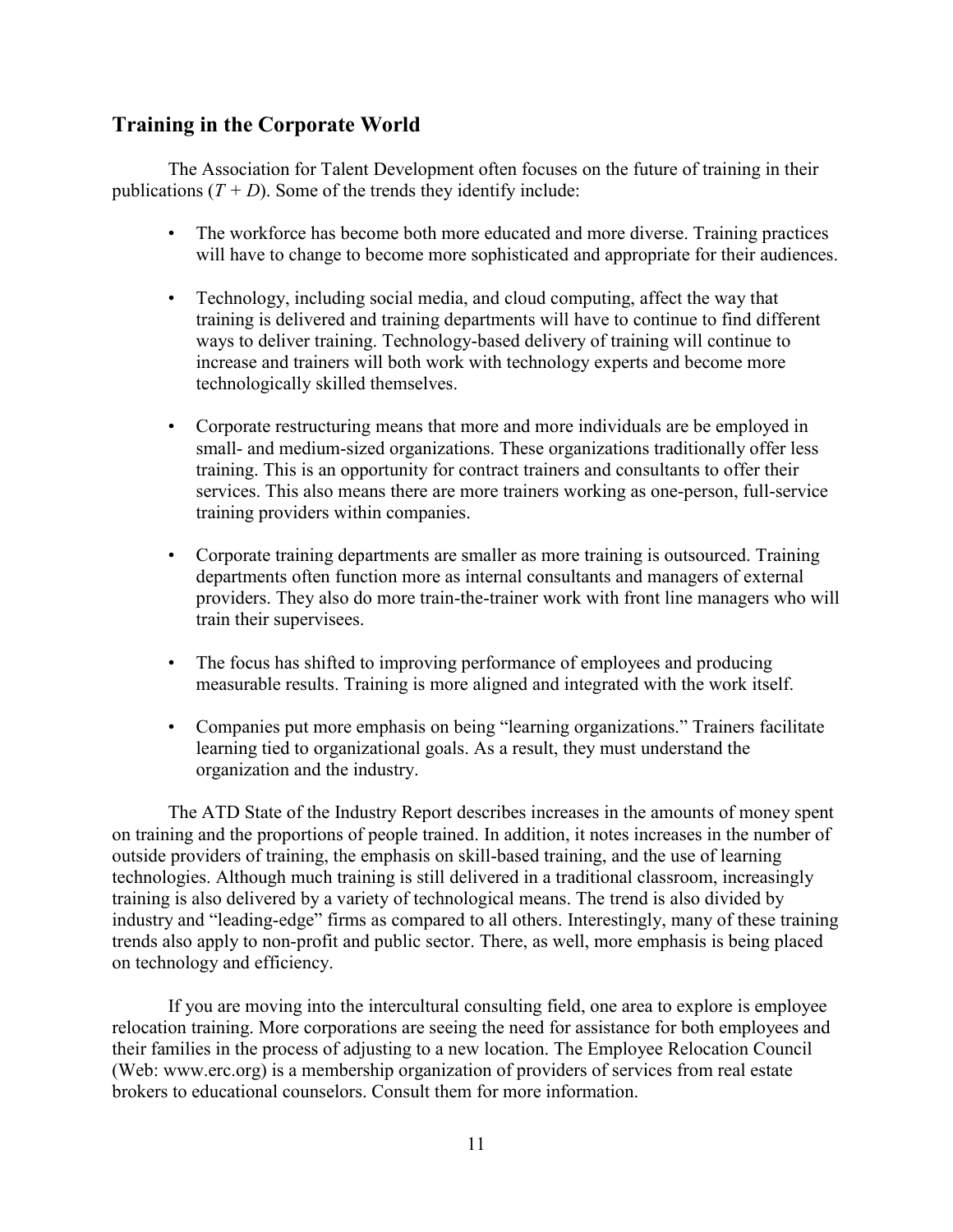## Training in the Corporate World

The Association for Talent Development often focuses on the future of training in their publications (*T + D*). Some of the trends they identify include:

- The workforce has become both more educated and more diverse. Training practices will have to change to become more sophisticated and appropriate for their audiences.
- Technology, including social media, and cloud computing, affect the way that training is delivered and training departments will have to continue to find different ways to deliver training. Technology-based delivery of training will continue to increase and trainers will both work with technology experts and become more technologically skilled themselves.
- Corporate restructuring means that more and more individuals are be employed in small- and medium-sized organizations. These organizations traditionally offer less training. This is an opportunity for contract trainers and consultants to offer their services. This also means there are more trainers working as one-person, full-service training providers within companies.
- Corporate training departments are smaller as more training is outsourced. Training departments often function more as internal consultants and managers of external providers. They also do more train-the-trainer work with front line managers who will train their supervisees.
- The focus has shifted to improving performance of employees and producing measurable results. Training is more aligned and integrated with the work itself.
- Companies put more emphasis on being "learning organizations." Trainers facilitate learning tied to organizational goals. As a result, they must understand the organization and the industry.

The ATD State of the Industry Report describes increases in the amounts of money spent on training and the proportions of people trained. In addition, it notes increases in the number of outside providers of training, the emphasis on skill-based training, and the use of learning technologies. Although much training is still delivered in a traditional classroom, increasingly training is also delivered by a variety of technological means. The trend is also divided by industry and "leading-edge" firms as compared to all others. Interestingly, many of these training trends also apply to non-profit and public sector. There, as well, more emphasis is being placed on technology and efficiency.

If you are moving into the intercultural consulting field, one area to explore is employee relocation training. More corporations are seeing the need for assistance for both employees and their families in the process of adjusting to a new location. The Employee Relocation Council (Web: www.erc.org) is a membership organization of providers of services from real estate brokers to educational counselors. Consult them for more information.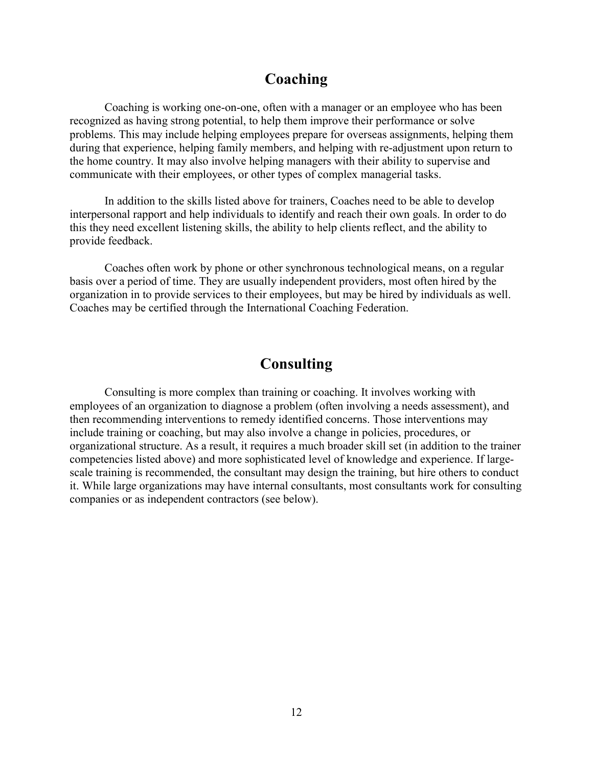## Coaching

Coaching is working one-on-one, often with a manager or an employee who has been recognized as having strong potential, to help them improve their performance or solve problems. This may include helping employees prepare for overseas assignments, helping them during that experience, helping family members, and helping with re-adjustment upon return to the home country. It may also involve helping managers with their ability to supervise and communicate with their employees, or other types of complex managerial tasks.

In addition to the skills listed above for trainers, Coaches need to be able to develop interpersonal rapport and help individuals to identify and reach their own goals. In order to do this they need excellent listening skills, the ability to help clients reflect, and the ability to provide feedback.

Coaches often work by phone or other synchronous technological means, on a regular basis over a period of time. They are usually independent providers, most often hired by the organization in to provide services to their employees, but may be hired by individuals as well. Coaches may be certified through the International Coaching Federation.

## Consulting

Consulting is more complex than training or coaching. It involves working with employees of an organization to diagnose a problem (often involving a needs assessment), and then recommending interventions to remedy identified concerns. Those interventions may include training or coaching, but may also involve a change in policies, procedures, or organizational structure. As a result, it requires a much broader skill set (in addition to the trainer competencies listed above) and more sophisticated level of knowledge and experience. If large-scale training is recommended, the consultant may design the training, but hire others to conduct it. While large organizations may have internal consultants, most consultants work for consulting companies or as independent contractors (see below).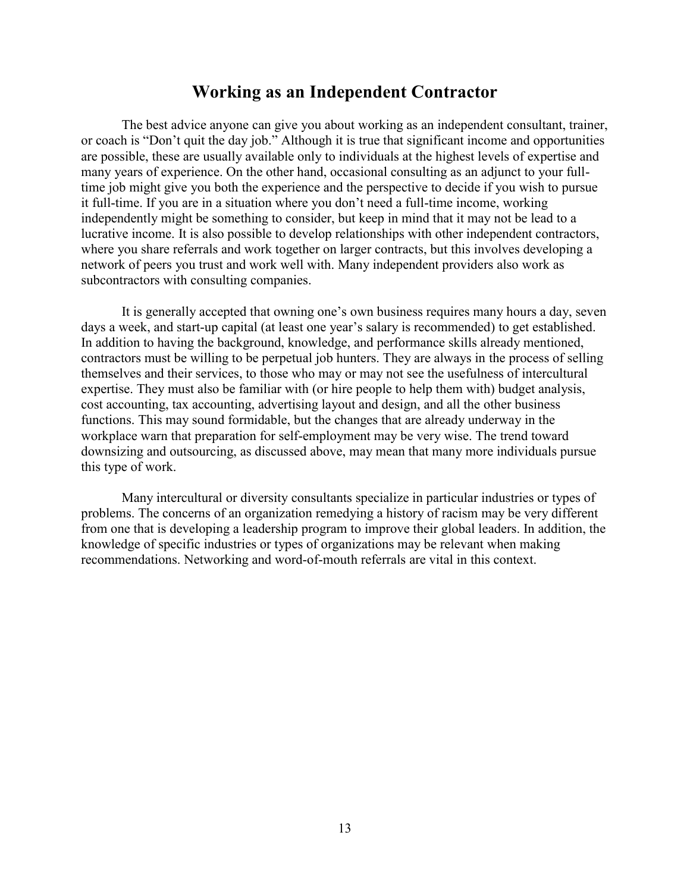## Working as an Independent Contractor

The best advice anyone can give you about working as an independent consultant, trainer, or coach is "Don't quit the day job." Although it is true that significant income and opportunities are possible, these are usually available only to individuals at the highest levels of expertise and many years of experience. On the other hand, occasional consulting as an adjunct to your full-time job might give you both the experience and the perspective to decide if you wish to pursue it full-time. If you are in a situation where you don't need a full-time income, working independently might be something to consider, but keep in mind that it may not be lead to a lucrative income. It is also possible to develop relationships with other independent contractors, where you share referrals and work together on larger contracts, but this involves developing a network of peers you trust and work well with. Many independent providers also work as subcontractors with consulting companies.

It is generally accepted that owning one's own business requires many hours a day, seven days a week, and start-up capital (at least one year's salary is recommended) to get established. In addition to having the background, knowledge, and performance skills already mentioned, contractors must be willing to be perpetual job hunters. They are always in the process of selling themselves and their services, to those who may or may not see the usefulness of intercultural expertise. They must also be familiar with (or hire people to help them with) budget analysis, cost accounting, tax accounting, advertising layout and design, and all the other business functions. This may sound formidable, but the changes that are already underway in the workplace warn that preparation for self-employment may be very wise. The trend toward downsizing and outsourcing, as discussed above, may mean that many more individuals pursue this type of work.

Many intercultural or diversity consultants specialize in particular industries or types of problems. The concerns of an organization remedying a history of racism may be very different from one that is developing a leadership program to improve their global leaders. In addition, the knowledge of specific industries or types of organizations may be relevant when making recommendations. Networking and word-of-mouth referrals are vital in this context.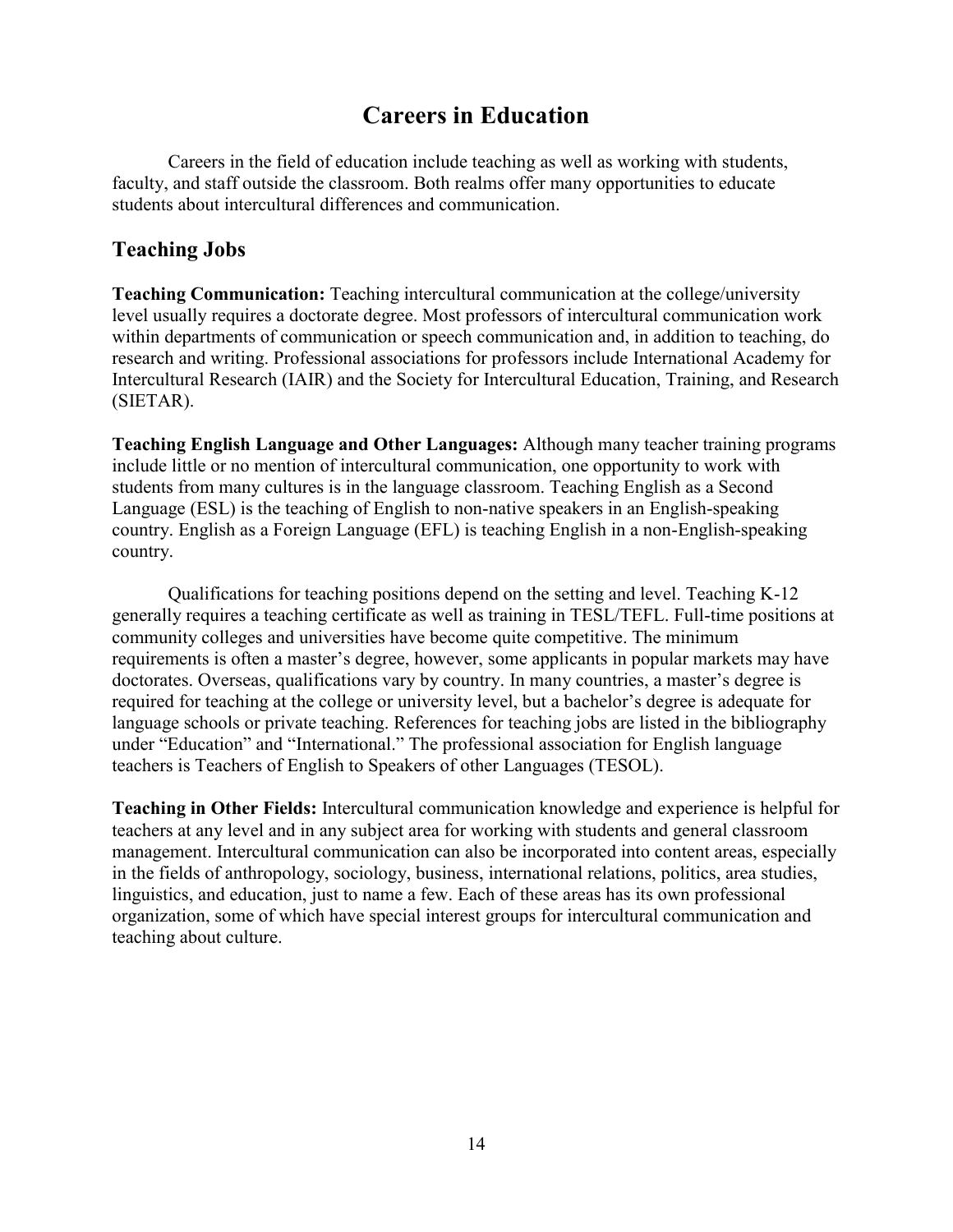# Careers in Education

Careers in the field of education include teaching as well as working with students, faculty, and staff outside the classroom. Both realms offer many opportunities to educate students about intercultural differences and communication.

## Teaching Jobs

**Teaching Communication:** Teaching intercultural communication at the college/university level usually requires a doctorate degree. Most professors of intercultural communication work within departments of communication or speech communication and, in addition to teaching, do research and writing. Professional associations for professors include International Academy for Intercultural Research (IAIR) and the Society for Intercultural Education, Training, and Research (SIETAR).

**Teaching English Language and Other Languages:** Although many teacher training programs include little or no mention of intercultural communication, one opportunity to work with students from many cultures is in the language classroom. Teaching English as a Second Language (ESL) is the teaching of English to non-native speakers in an English-speaking country. English as a Foreign Language (EFL) is teaching English in a non-English-speaking country.

Qualifications for teaching positions depend on the setting and level. Teaching K-12 generally requires a teaching certificate as well as training in TESL/TEFL. Full-time positions at community colleges and universities have become quite competitive. The minimum requirements is often a master's degree, however, some applicants in popular markets may have doctorates. Overseas, qualifications vary by country. In many countries, a master's degree is required for teaching at the college or university level, but a bachelor's degree is adequate for language schools or private teaching. References for teaching jobs are listed in the bibliography under "Education" and "International." The professional association for English language teachers is Teachers of English to Speakers of other Languages (TESOL).

**Teaching in Other Fields:** Intercultural communication knowledge and experience is helpful for teachers at any level and in any subject area for working with students and general classroom management. Intercultural communication can also be incorporated into content areas, especially in the fields of anthropology, sociology, business, international relations, politics, area studies, linguistics, and education, just to name a few. Each of these areas has its own professional organization, some of which have special interest groups for intercultural communication and teaching about culture.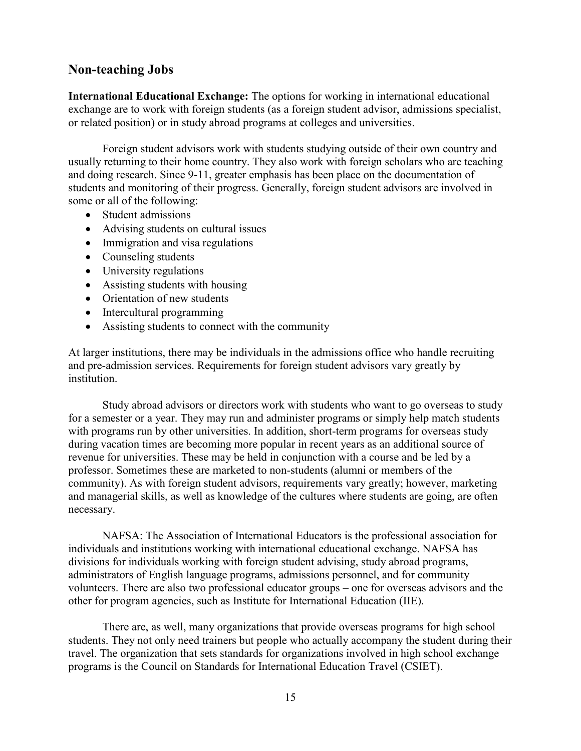## Non-teaching Jobs

**International Educational Exchange:** The options for working in international educational exchange are to work with foreign students (as a foreign student advisor, admissions specialist, or related position) or in study abroad programs at colleges and universities.

Foreign student advisors work with students studying outside of their own country and usually returning to their home country. They also work with foreign scholars who are teaching and doing research. Since 9-11, greater emphasis has been place on the documentation of students and monitoring of their progress. Generally, foreign student advisors are involved in some or all of the following:

- Student admissions
- Advising students on cultural issues
- Immigration and visa regulations
- Counseling students
- University regulations
- Assisting students with housing
- Orientation of new students
- Intercultural programming
- Assisting students to connect with the community

At larger institutions, there may be individuals in the admissions office who handle recruiting and pre-admission services. Requirements for foreign student advisors vary greatly by institution.

Study abroad advisors or directors work with students who want to go overseas to study for a semester or a year. They may run and administer programs or simply help match students with programs run by other universities. In addition, short-term programs for overseas study during vacation times are becoming more popular in recent years as an additional source of revenue for universities. These may be held in conjunction with a course and be led by a professor. Sometimes these are marketed to non-students (alumni or members of the community). As with foreign student advisors, requirements vary greatly; however, marketing and managerial skills, as well as knowledge of the cultures where students are going, are often necessary.

NAFSA: The Association of International Educators is the professional association for individuals and institutions working with international educational exchange. NAFSA has divisions for individuals working with foreign student advising, study abroad programs, administrators of English language programs, admissions personnel, and for community volunteers. There are also two professional educator groups – one for overseas advisors and the other for program agencies, such as Institute for International Education (IIE).

There are, as well, many organizations that provide overseas programs for high school students. They not only need trainers but people who actually accompany the student during their travel. The organization that sets standards for organizations involved in high school exchange programs is the Council on Standards for International Education Travel (CSIET).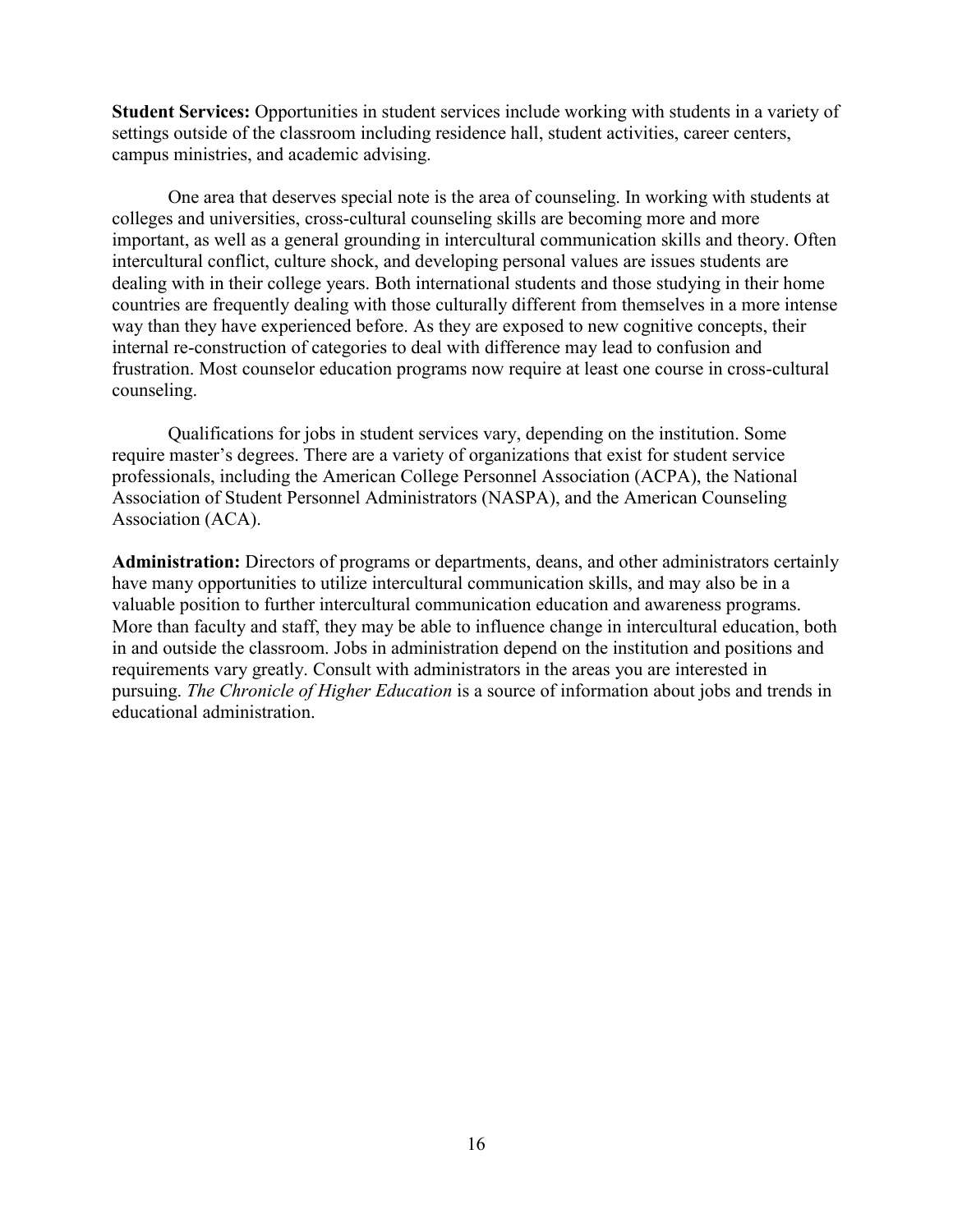**Student Services:** Opportunities in student services include working with students in a variety of settings outside of the classroom including residence hall, student activities, career centers, campus ministries, and academic advising.

One area that deserves special note is the area of counseling. In working with students at colleges and universities, cross-cultural counseling skills are becoming more and more important, as well as a general grounding in intercultural communication skills and theory. Often intercultural conflict, culture shock, and developing personal values are issues students are dealing with in their college years. Both international students and those studying in their home countries are frequently dealing with those culturally different from themselves in a more intense way than they have experienced before. As they are exposed to new cognitive concepts, their internal re-construction of categories to deal with difference may lead to confusion and frustration. Most counselor education programs now require at least one course in cross-cultural counseling.

Qualifications for jobs in student services vary, depending on the institution. Some require master's degrees. There are a variety of organizations that exist for student service professionals, including the American College Personnel Association (ACPA), the National Association of Student Personnel Administrators (NASPA), and the American Counseling Association (ACA).

**Administration:** Directors of programs or departments, deans, and other administrators certainly have many opportunities to utilize intercultural communication skills, and may also be in a valuable position to further intercultural communication education and awareness programs. More than faculty and staff, they may be able to influence change in intercultural education, both in and outside the classroom. Jobs in administration depend on the institution and positions and requirements vary greatly. Consult with administrators in the areas you are interested in pursuing. *The Chronicle of Higher Education* is a source of information about jobs and trends in educational administration.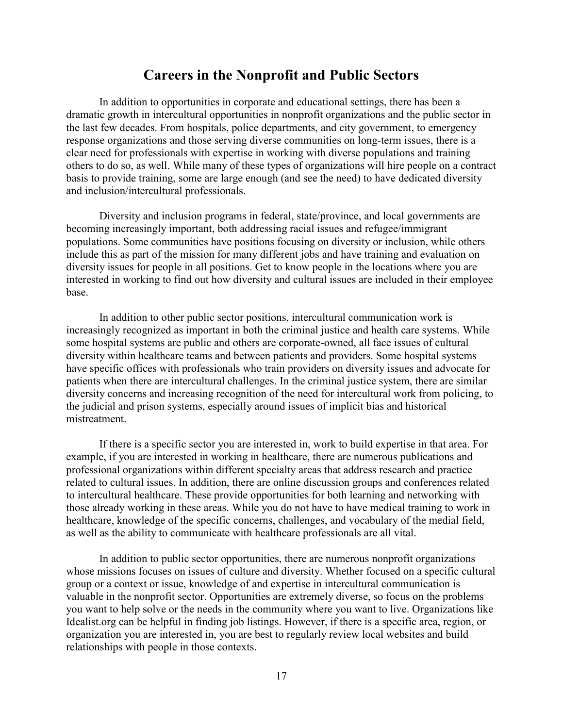## Careers in the Nonprofit and Public Sectors

In addition to opportunities in corporate and educational settings, there has been a dramatic growth in intercultural opportunities in nonprofit organizations and the public sector in the last few decades. From hospitals, police departments, and city government, to emergency response organizations and those serving diverse communities on long-term issues, there is a clear need for professionals with expertise in working with diverse populations and training others to do so, as well. While many of these types of organizations will hire people on a contract basis to provide training, some are large enough (and see the need) to have dedicated diversity and inclusion/intercultural professionals.

Diversity and inclusion programs in federal, state/province, and local governments are becoming increasingly important, both addressing racial issues and refugee/immigrant populations. Some communities have positions focusing on diversity or inclusion, while others include this as part of the mission for many different jobs and have training and evaluation on diversity issues for people in all positions. Get to know people in the locations where you are interested in working to find out how diversity and cultural issues are included in their employee base.

In addition to other public sector positions, intercultural communication work is increasingly recognized as important in both the criminal justice and health care systems. While some hospital systems are public and others are corporate-owned, all face issues of cultural diversity within healthcare teams and between patients and providers. Some hospital systems have specific offices with professionals who train providers on diversity issues and advocate for patients when there are intercultural challenges. In the criminal justice system, there are similar diversity concerns and increasing recognition of the need for intercultural work from policing, to the judicial and prison systems, especially around issues of implicit bias and historical mistreatment.

If there is a specific sector you are interested in, work to build expertise in that area. For example, if you are interested in working in healthcare, there are numerous publications and professional organizations within different specialty areas that address research and practice related to cultural issues. In addition, there are online discussion groups and conferences related to intercultural healthcare. These provide opportunities for both learning and networking with those already working in these areas. While you do not have to have medical training to work in healthcare, knowledge of the specific concerns, challenges, and vocabulary of the medial field, as well as the ability to communicate with healthcare professionals are all vital.

In addition to public sector opportunities, there are numerous nonprofit organizations whose missions focuses on issues of culture and diversity. Whether focused on a specific cultural group or a context or issue, knowledge of and expertise in intercultural communication is valuable in the nonprofit sector. Opportunities are extremely diverse, so focus on the problems you want to help solve or the needs in the community where you want to live. Organizations like Idealist.org can be helpful in finding job listings. However, if there is a specific area, region, or organization you are interested in, you are best to regularly review local websites and build relationships with people in those contexts.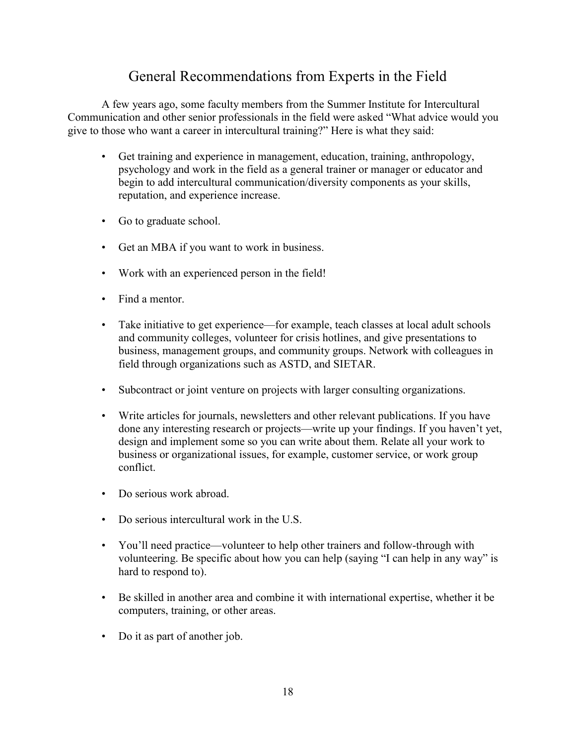## General Recommendations from Experts in the Field

A few years ago, some faculty members from the Summer Institute for Intercultural Communication and other senior professionals in the field were asked "What advice would you give to those who want a career in intercultural training?" Here is what they said:

- Get training and experience in management, education, training, anthropology, psychology and work in the field as a general trainer or manager or educator and begin to add intercultural communication/diversity components as your skills, reputation, and experience increase.
- Go to graduate school.
- Get an MBA if you want to work in business.
- Work with an experienced person in the field!
- Find a mentor.
- Take initiative to get experience—for example, teach classes at local adult schools and community colleges, volunteer for crisis hotlines, and give presentations to business, management groups, and community groups. Network with colleagues in field through organizations such as ASTD, and SIETAR.
- Subcontract or joint venture on projects with larger consulting organizations.
- Write articles for journals, newsletters and other relevant publications. If you have done any interesting research or projects—write up your findings. If you haven't yet, design and implement some so you can write about them. Relate all your work to business or organizational issues, for example, customer service, or work group conflict.
- Do serious work abroad.
- Do serious intercultural work in the U.S.
- You'll need practice—volunteer to help other trainers and follow-through with volunteering. Be specific about how you can help (saying "I can help in any way" is hard to respond to).
- Be skilled in another area and combine it with international expertise, whether it be computers, training, or other areas.
- Do it as part of another job.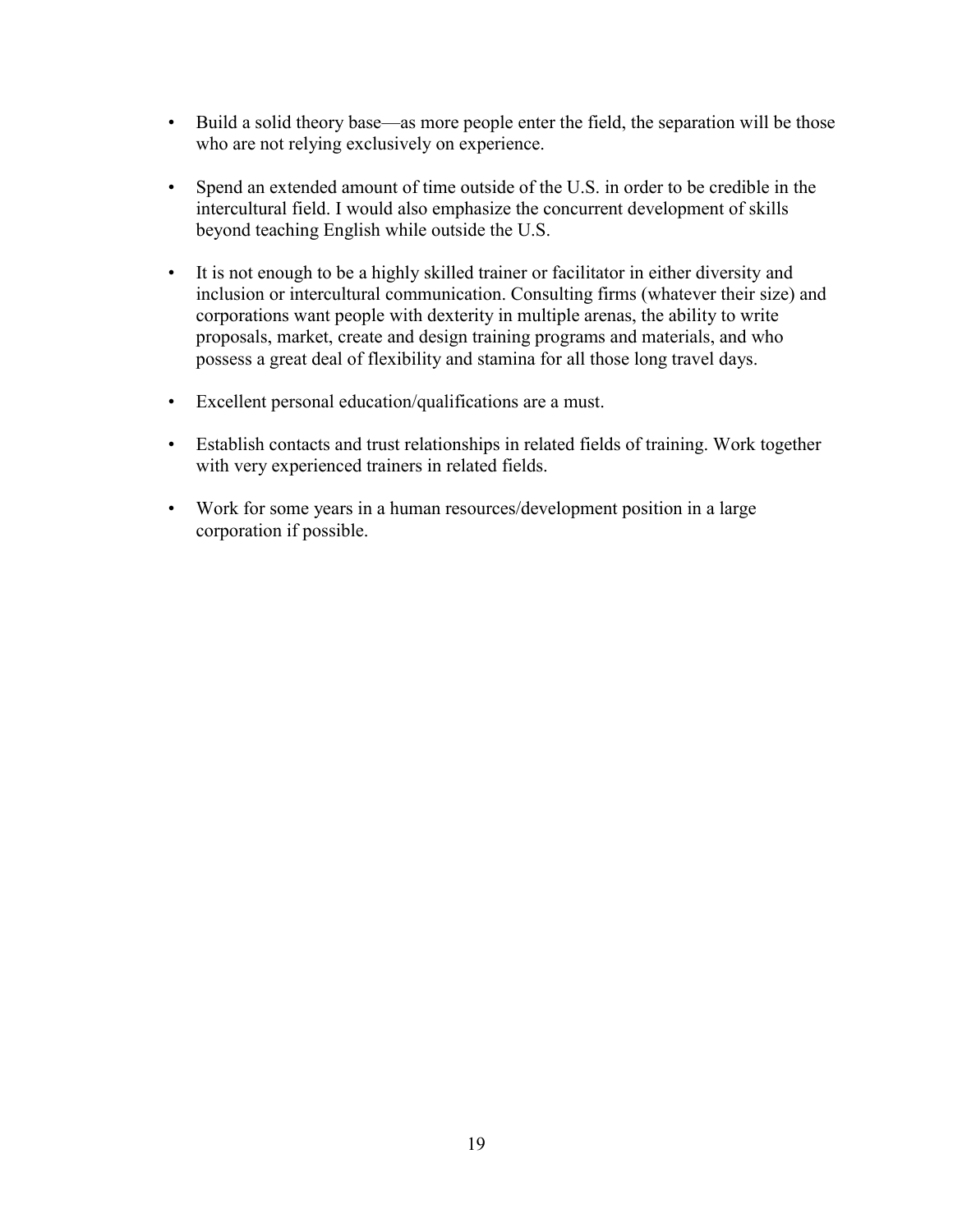- Build a solid theory base—as more people enter the field, the separation will be those who are not relying exclusively on experience.

- Spend an extended amount of time outside of the U.S. in order to be credible in the intercultural field. I would also emphasize the concurrent development of skills beyond teaching English while outside the U.S.

- It is not enough to be a highly skilled trainer or facilitator in either diversity and inclusion or intercultural communication. Consulting firms (whatever their size) and corporations want people with dexterity in multiple arenas, the ability to write proposals, market, create and design training programs and materials, and who possess a great deal of flexibility and stamina for all those long travel days.

- Excellent personal education/qualifications are a must.

- Establish contacts and trust relationships in related fields of training. Work together with very experienced trainers in related fields.

- Work for some years in a human resources/development position in a large corporation if possible.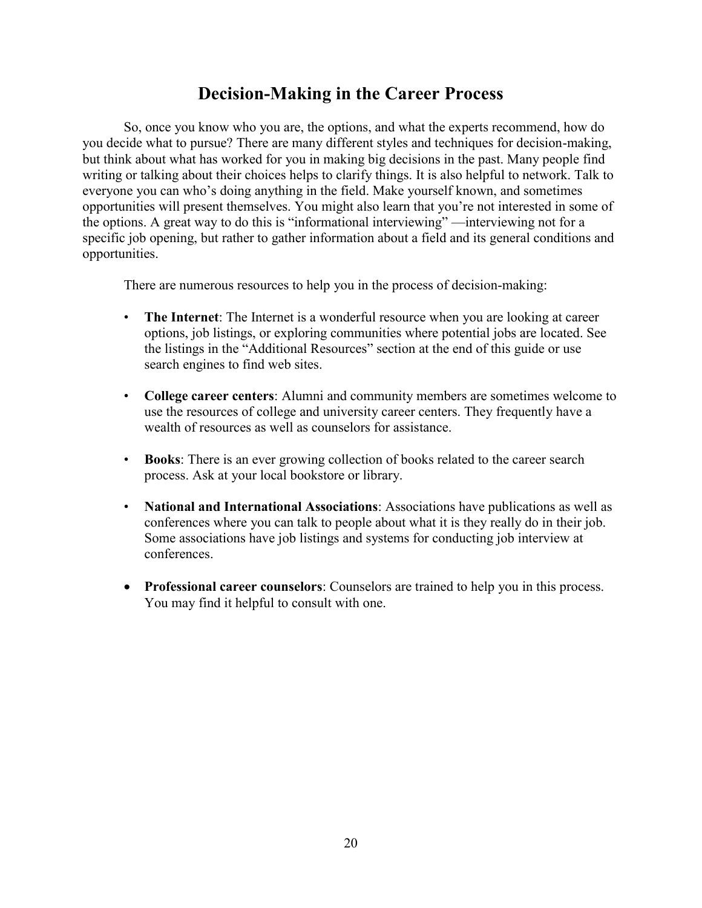# Decision-Making in the Career Process

So, once you know who you are, the options, and what the experts recommend, how do you decide what to pursue? There are many different styles and techniques for decision-making, but think about what has worked for you in making big decisions in the past. Many people find writing or talking about their choices helps to clarify things. It is also helpful to network. Talk to everyone you can who's doing anything in the field. Make yourself known, and sometimes opportunities will present themselves. You might also learn that you're not interested in some of the options. A great way to do this is "informational interviewing" —interviewing not for a specific job opening, but rather to gather information about a field and its general conditions and opportunities.

There are numerous resources to help you in the process of decision-making:

- **The Internet**: The Internet is a wonderful resource when you are looking at career options, job listings, or exploring communities where potential jobs are located. See the listings in the "Additional Resources" section at the end of this guide or use search engines to find web sites.
- **College career centers**: Alumni and community members are sometimes welcome to use the resources of college and university career centers. They frequently have a wealth of resources as well as counselors for assistance.
- **Books**: There is an ever growing collection of books related to the career search process. Ask at your local bookstore or library.
- **National and International Associations**: Associations have publications as well as conferences where you can talk to people about what it is they really do in their job. Some associations have job listings and systems for conducting job interview at conferences.
- **Professional career counselors**: Counselors are trained to help you in this process. You may find it helpful to consult with one.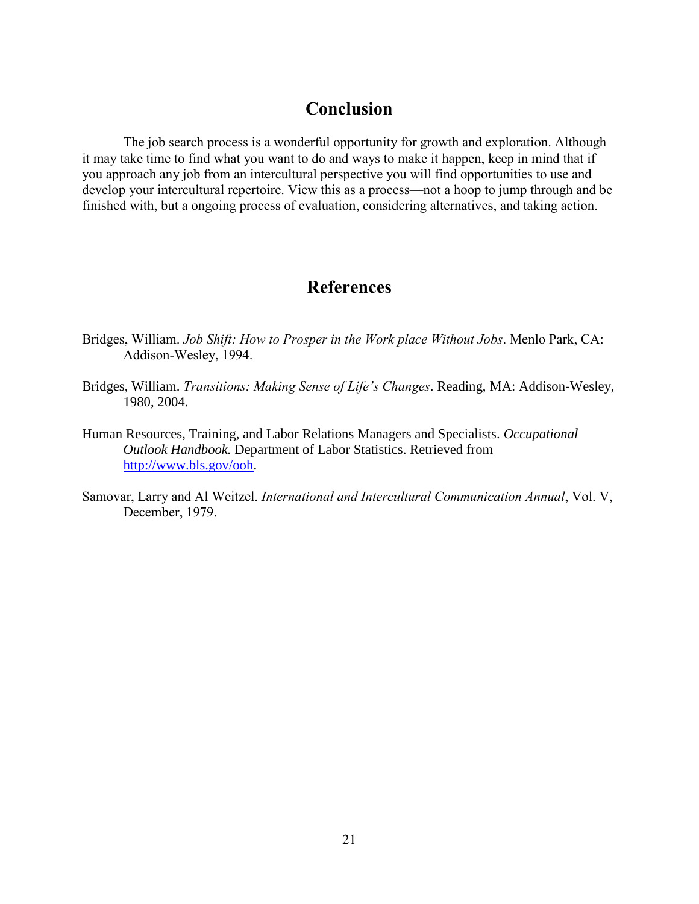## Conclusion

The job search process is a wonderful opportunity for growth and exploration. Although it may take time to find what you want to do and ways to make it happen, keep in mind that if you approach any job from an intercultural perspective you will find opportunities to use and develop your intercultural repertoire. View this as a process—not a hoop to jump through and be finished with, but a ongoing process of evaluation, considering alternatives, and taking action.

## References

Bridges, William. *Job Shift: How to Prosper in the Work place Without Jobs*. Menlo Park, CA: Addison-Wesley, 1994.

Bridges, William. *Transitions: Making Sense of Life's Changes*. Reading, MA: Addison-Wesley, 1980, 2004.

Human Resources, Training, and Labor Relations Managers and Specialists. *Occupational Outlook Handbook.* Department of Labor Statistics. Retrieved from http://www.bls.gov/ooh.

Samovar, Larry and Al Weitzel. *International and Intercultural Communication Annual*, Vol. V, December, 1979.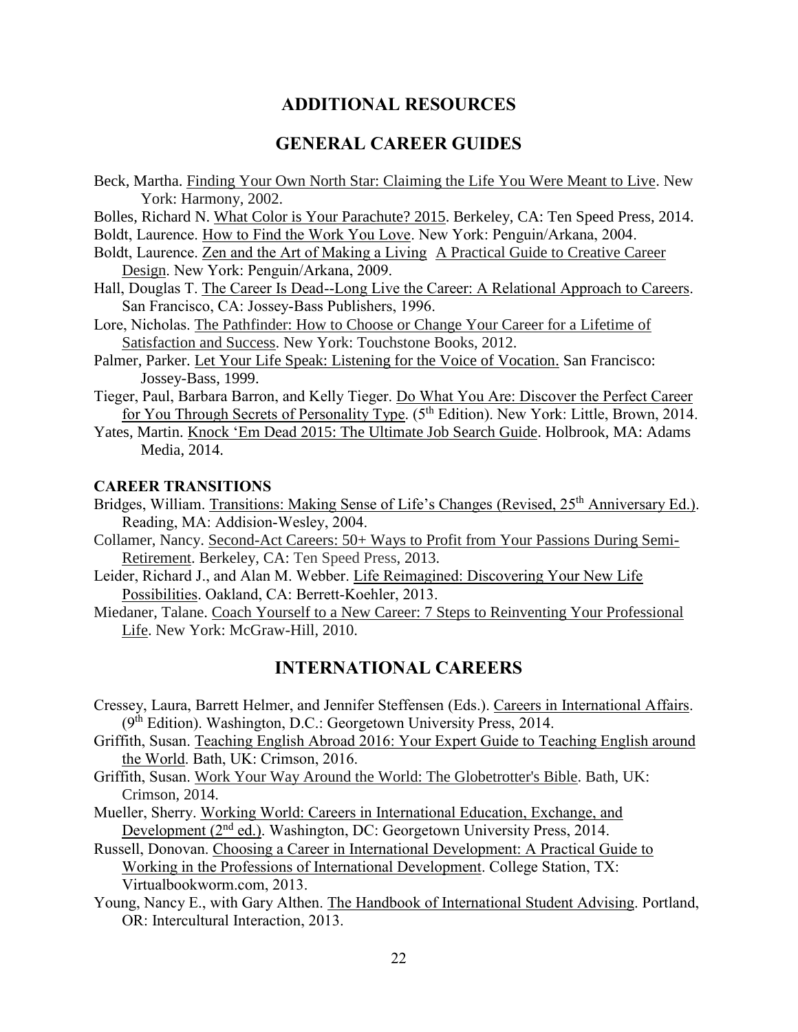# ADDITIONAL RESOURCES

## GENERAL CAREER GUIDES

Beck, Martha. Finding Your Own North Star: Claiming the Life You Were Meant to Live. New York: Harmony, 2002.

Bolles, Richard N. What Color is Your Parachute? 2015. Berkeley, CA: Ten Speed Press, 2014.

Boldt, Laurence. How to Find the Work You Love. New York: Penguin/Arkana, 2004.

Boldt, Laurence. Zen and the Art of Making a Living A Practical Guide to Creative Career Design. New York: Penguin/Arkana, 2009.

Hall, Douglas T. The Career Is Dead--Long Live the Career: A Relational Approach to Careers. San Francisco, CA: Jossey-Bass Publishers, 1996.

Lore, Nicholas. The Pathfinder: How to Choose or Change Your Career for a Lifetime of Satisfaction and Success. New York: Touchstone Books, 2012.

Palmer, Parker. Let Your Life Speak: Listening for the Voice of Vocation. San Francisco: Jossey-Bass, 1999.

Tieger, Paul, Barbara Barron, and Kelly Tieger. Do What You Are: Discover the Perfect Career for You Through Secrets of Personality Type. (5th Edition). New York: Little, Brown, 2014.

Yates, Martin. Knock 'Em Dead 2015: The Ultimate Job Search Guide. Holbrook, MA: Adams Media, 2014.

### CAREER TRANSITIONS

Bridges, William. Transitions: Making Sense of Life's Changes (Revised, 25th Anniversary Ed.). Reading, MA: Addision-Wesley, 2004.

Collamer, Nancy. Second-Act Careers: 50+ Ways to Profit from Your Passions During Semi-Retirement. Berkeley, CA: Ten Speed Press, 2013.

Leider, Richard J., and Alan M. Webber. Life Reimagined: Discovering Your New Life Possibilities. Oakland, CA: Berrett-Koehler, 2013.

Miedaner, Talane. Coach Yourself to a New Career: 7 Steps to Reinventing Your Professional Life. New York: McGraw-Hill, 2010.

## INTERNATIONAL CAREERS

Cressey, Laura, Barrett Helmer, and Jennifer Steffensen (Eds.). Careers in International Affairs. (9th Edition). Washington, D.C.: Georgetown University Press, 2014.

Griffith, Susan. Teaching English Abroad 2016: Your Expert Guide to Teaching English around the World. Bath, UK: Crimson, 2016.

Griffith, Susan. Work Your Way Around the World: The Globetrotter's Bible. Bath, UK: Crimson, 2014.

Mueller, Sherry. Working World: Careers in International Education, Exchange, and Development (2nd ed.). Washington, DC: Georgetown University Press, 2014.

Russell, Donovan. Choosing a Career in International Development: A Practical Guide to Working in the Professions of International Development. College Station, TX: Virtualbookworm.com, 2013.

Young, Nancy E., with Gary Althen. The Handbook of International Student Advising. Portland, OR: Intercultural Interaction, 2013.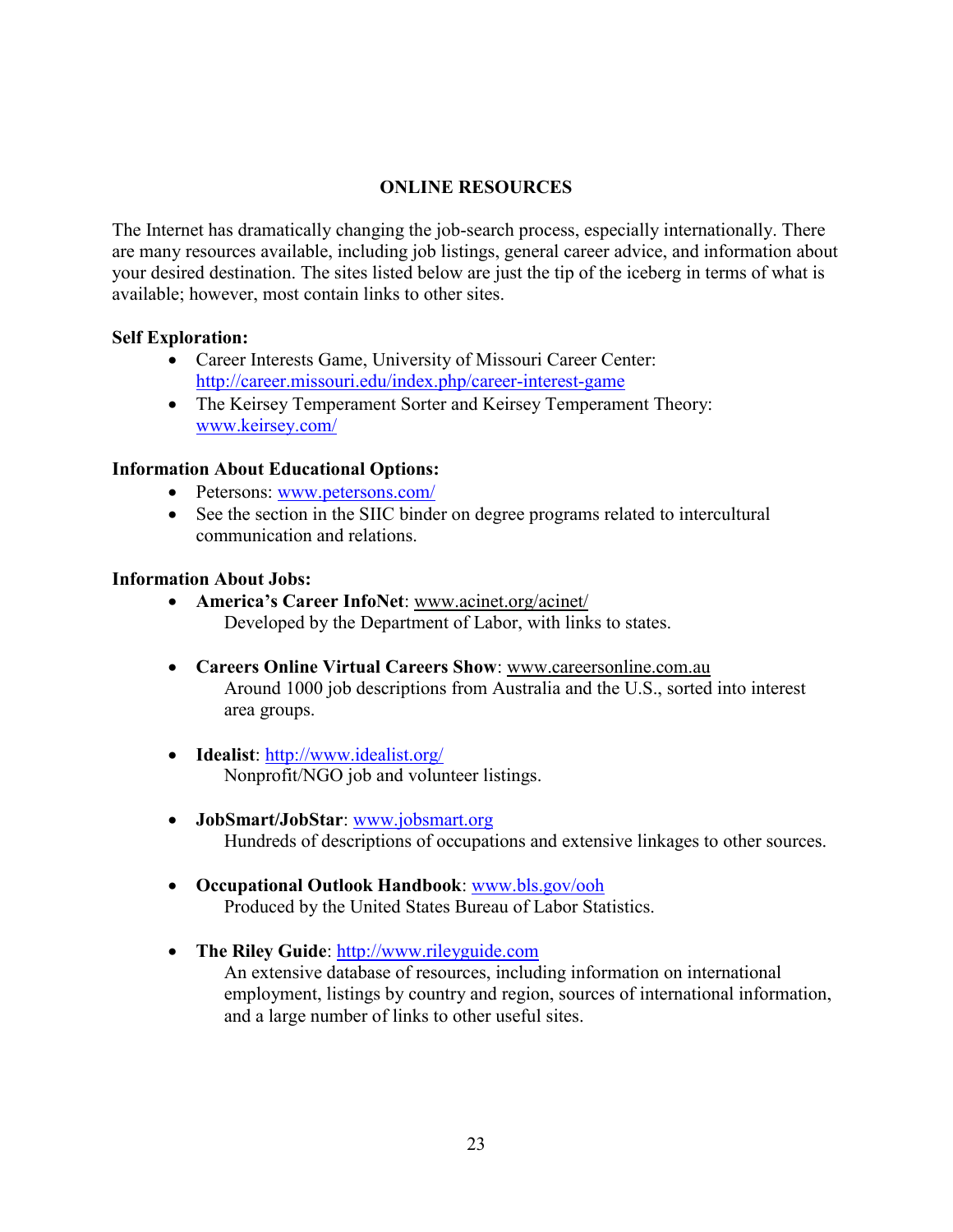## ONLINE RESOURCES

The Internet has dramatically changing the job-search process, especially internationally. There are many resources available, including job listings, general career advice, and information about your desired destination. The sites listed below are just the tip of the iceberg in terms of what is available; however, most contain links to other sites.

**Self Exploration:**

- Career Interests Game, University of Missouri Career Center: http://career.missouri.edu/index.php/career-interest-game
- The Keirsey Temperament Sorter and Keirsey Temperament Theory: www.keirsey.com/

**Information About Educational Options:**

- Petersons: www.petersons.com/
- See the section in the SIIC binder on degree programs related to intercultural communication and relations.

**Information About Jobs:**

- **America's Career InfoNet**: www.acinet.org/acinet/
  Developed by the Department of Labor, with links to states.

- **Careers Online Virtual Careers Show**: www.careersonline.com.au
  Around 1000 job descriptions from Australia and the U.S., sorted into interest area groups.

- **Idealist**: http://www.idealist.org/
  Nonprofit/NGO job and volunteer listings.

- **JobSmart/JobStar**: www.jobsmart.org
  Hundreds of descriptions of occupations and extensive linkages to other sources.

- **Occupational Outlook Handbook**: www.bls.gov/ooh
  Produced by the United States Bureau of Labor Statistics.

- **The Riley Guide**: http://www.rileyguide.com
  An extensive database of resources, including information on international employment, listings by country and region, sources of international information, and a large number of links to other useful sites.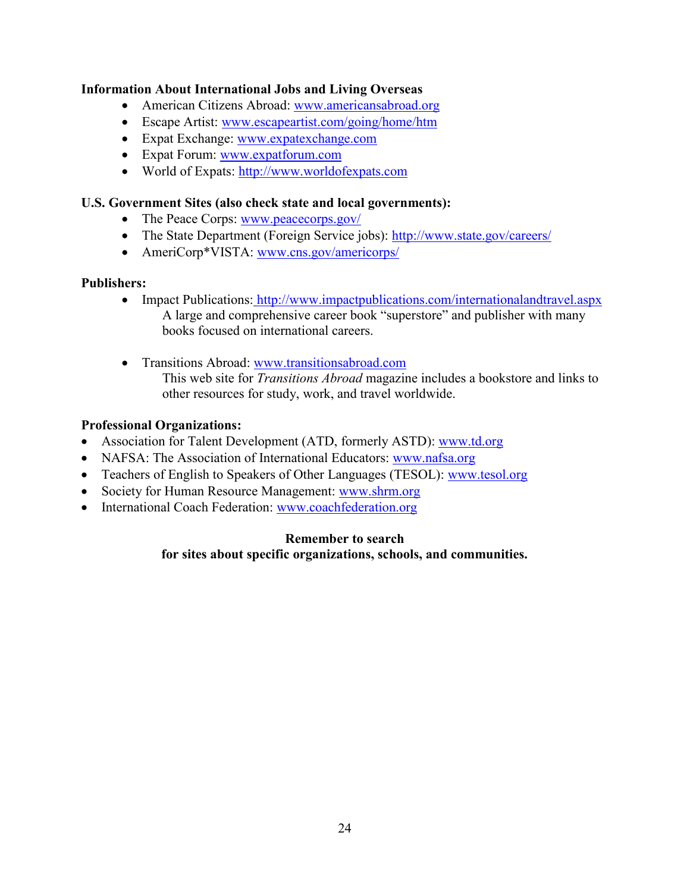**Information About International Jobs and Living Overseas**

- American Citizens Abroad: www.americansabroad.org
- Escape Artist: www.escapeartist.com/going/home/htm
- Expat Exchange: www.expatexchange.com
- Expat Forum: www.expatforum.com
- World of Expats: http://www.worldofexpats.com

**U.S. Government Sites (also check state and local governments):**

- The Peace Corps: www.peacecorps.gov/
- The State Department (Foreign Service jobs): http://www.state.gov/careers/
- AmeriCorp*VISTA: www.cns.gov/americorps/

**Publishers:**

- Impact Publications: http://www.impactpublications.com/internationalandtravel.aspx
  A large and comprehensive career book "superstore" and publisher with many books focused on international careers.

- Transitions Abroad: www.transitionsabroad.com
  This web site for *Transitions Abroad* magazine includes a bookstore and links to other resources for study, work, and travel worldwide.

**Professional Organizations:**

- Association for Talent Development (ATD, formerly ASTD): www.td.org
- NAFSA: The Association of International Educators: www.nafsa.org
- Teachers of English to Speakers of Other Languages (TESOL): www.tesol.org
- Society for Human Resource Management: www.shrm.org
- International Coach Federation: www.coachfederation.org

**Remember to search for sites about specific organizations, schools, and communities.**